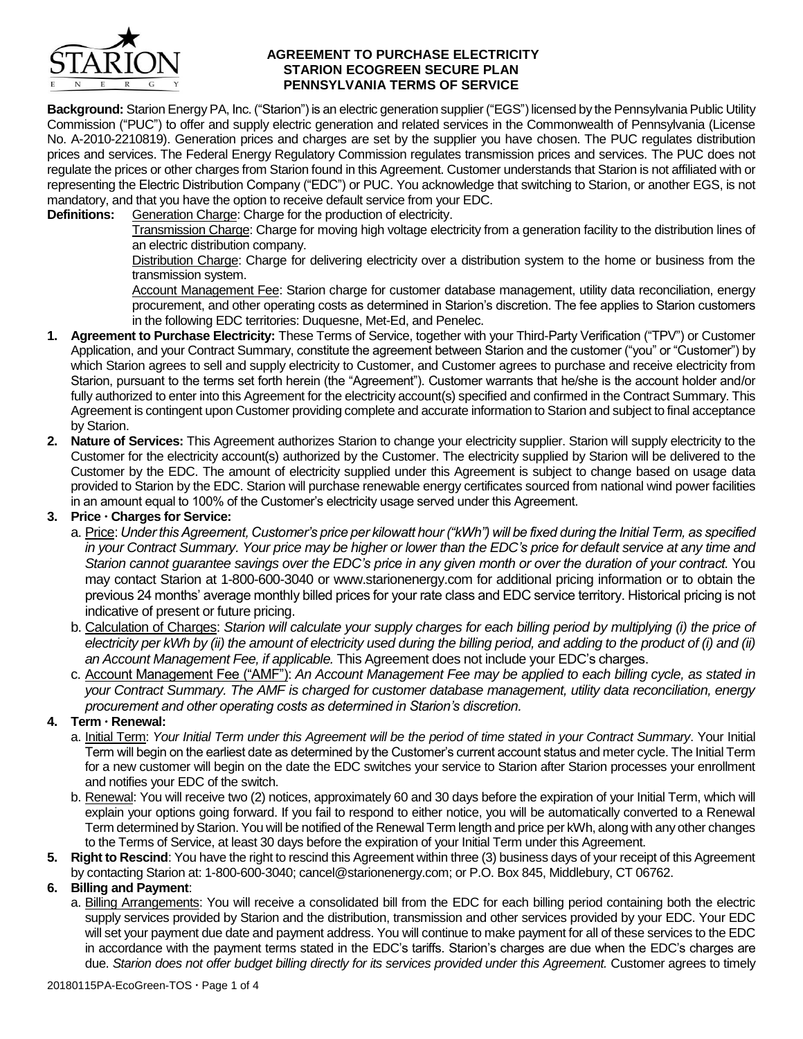# AGREEMENT TO PURCHASE ELECTRICITY
## STARION ECOGREEN SECURE PLAN
## PENNSYLVANIA TERMS OF SERVICE

**Background:** Starion Energy PA, Inc. ("Starion") is an electric generation supplier ("EGS") licensed by the Pennsylvania Public Utility Commission ("PUC") to offer and supply electric generation and related services in the Commonwealth of Pennsylvania (License No. A-2010-2210819). Generation prices and charges are set by the supplier you have chosen. The PUC regulates distribution prices and services. The Federal Energy Regulatory Commission regulates transmission prices and services. The PUC does not regulate the prices or other charges from Starion found in this Agreement. Customer understands that Starion is not affiliated with or representing the Electric Distribution Company ("EDC") or PUC. You acknowledge that switching to Starion, or another EGS, is not mandatory, and that you have the option to receive default service from your EDC.

**Definitions:** Generation Charge: Charge for the production of electricity.

Transmission Charge: Charge for moving high voltage electricity from a generation facility to the distribution lines of an electric distribution company.

Distribution Charge: Charge for delivering electricity over a distribution system to the home or business from the transmission system.

Account Management Fee: Starion charge for customer database management, utility data reconciliation, energy procurement, and other operating costs as determined in Starion's discretion. The fee applies to Starion customers in the following EDC territories: Duquesne, Met-Ed, and Penelec.

1. **Agreement to Purchase Electricity:** These Terms of Service, together with your Third-Party Verification ("TPV") or Customer Application, and your Contract Summary, constitute the agreement between Starion and the customer ("you" or "Customer") by which Starion agrees to sell and supply electricity to Customer, and Customer agrees to purchase and receive electricity from Starion, pursuant to the terms set forth herein (the "Agreement"). Customer warrants that he/she is the account holder and/or fully authorized to enter into this Agreement for the electricity account(s) specified and confirmed in the Contract Summary. This Agreement is contingent upon Customer providing complete and accurate information to Starion and subject to final acceptance by Starion.

2. **Nature of Services:** This Agreement authorizes Starion to change your electricity supplier. Starion will supply electricity to the Customer for the electricity account(s) authorized by the Customer. The electricity supplied by Starion will be delivered to the Customer by the EDC. The amount of electricity supplied under this Agreement is subject to change based on usage data provided to Starion by the EDC. Starion will purchase renewable energy certificates sourced from national wind power facilities in an amount equal to 100% of the Customer's electricity usage served under this Agreement.

3. **Price · Charges for Service:**
   a. Price: *Under this Agreement, Customer's price per kilowatt hour ("kWh") will be fixed during the Initial Term, as specified in your Contract Summary. Your price may be higher or lower than the EDC's price for default service at any time and Starion cannot guarantee savings over the EDC's price in any given month or over the duration of your contract.* You may contact Starion at 1-800-600-3040 or www.starionenergy.com for additional pricing information or to obtain the previous 24 months' average monthly billed prices for your rate class and EDC service territory. Historical pricing is not indicative of present or future pricing.
   
   b. Calculation of Charges: *Starion will calculate your supply charges for each billing period by multiplying (i) the price of electricity per kWh by (ii) the amount of electricity used during the billing period, and adding to the product of (i) and (ii) an Account Management Fee, if applicable.* This Agreement does not include your EDC's charges.
   
   c. Account Management Fee ("AMF"): *An Account Management Fee may be applied to each billing cycle, as stated in your Contract Summary. The AMF is charged for customer database management, utility data reconciliation, energy procurement and other operating costs as determined in Starion's discretion.*

4. **Term · Renewal:**
   a. Initial Term: *Your Initial Term under this Agreement will be the period of time stated in your Contract Summary*. Your Initial Term will begin on the earliest date as determined by the Customer's current account status and meter cycle. The Initial Term for a new customer will begin on the date the EDC switches your service to Starion after Starion processes your enrollment and notifies your EDC of the switch.
   
   b. Renewal: You will receive two (2) notices, approximately 60 and 30 days before the expiration of your Initial Term, which will explain your options going forward. If you fail to respond to either notice, you will be automatically converted to a Renewal Term determined by Starion. You will be notified of the Renewal Term length and price per kWh, along with any other changes to the Terms of Service, at least 30 days before the expiration of your Initial Term under this Agreement.

5. **Right to Rescind**: You have the right to rescind this Agreement within three (3) business days of your receipt of this Agreement by contacting Starion at: 1-800-600-3040; cancel@starionenergy.com; or P.O. Box 845, Middlebury, CT 06762.

6. **Billing and Payment**:
   a. Billing Arrangements: You will receive a consolidated bill from the EDC for each billing period containing both the electric supply services provided by Starion and the distribution, transmission and other services provided by your EDC. Your EDC will set your payment due date and payment address. You will continue to make payment for all of these services to the EDC in accordance with the payment terms stated in the EDC's tariffs. Starion's charges are due when the EDC's charges are due. *Starion does not offer budget billing directly for its services provided under this Agreement.* Customer agrees to timely

20180115PA-EcoGreen-TOS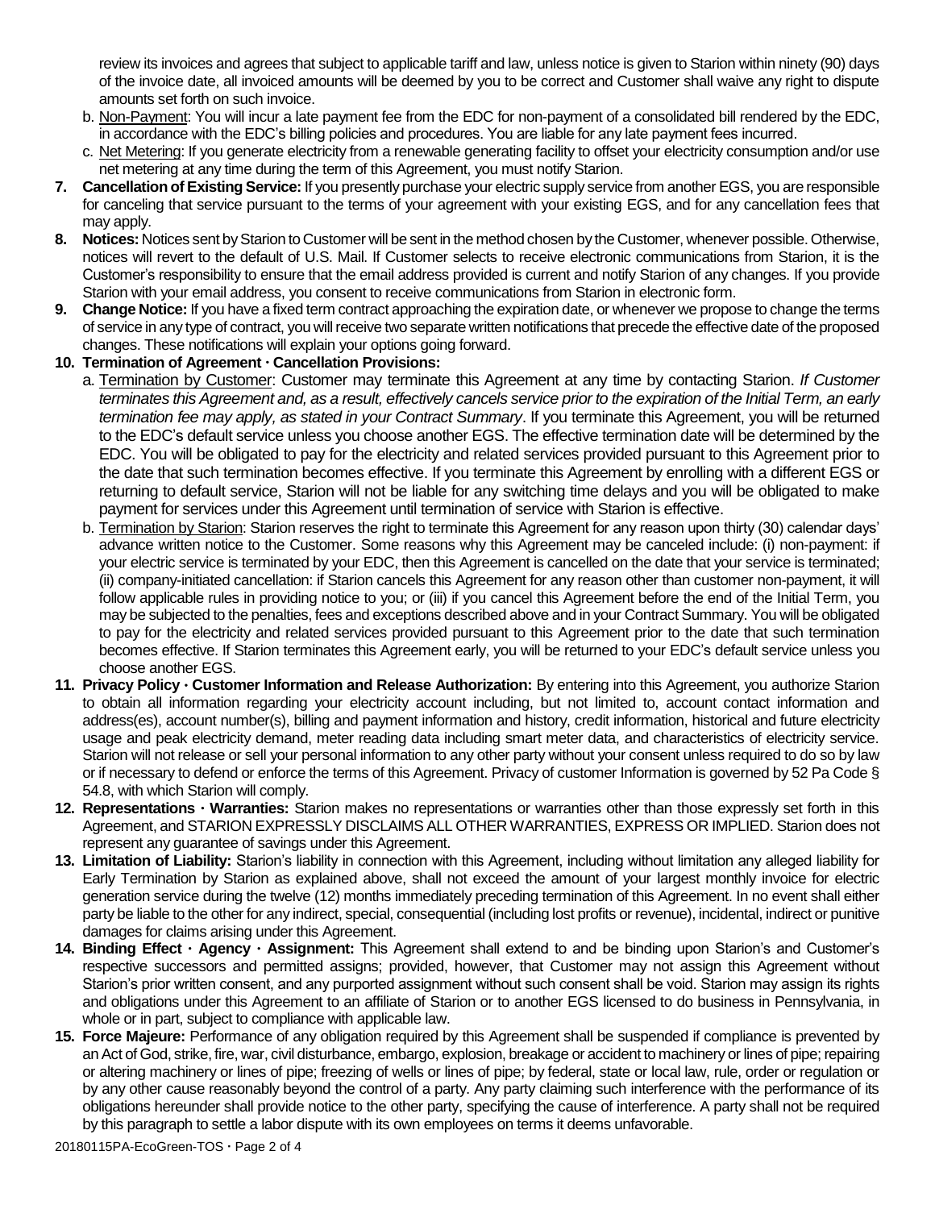review its invoices and agrees that subject to applicable tariff and law, unless notice is given to Starion within ninety (90) days of the invoice date, all invoiced amounts will be deemed by you to be correct and Customer shall waive any right to dispute amounts set forth on such invoice.

b. Non-Payment: You will incur a late payment fee from the EDC for non-payment of a consolidated bill rendered by the EDC, in accordance with the EDC's billing policies and procedures. You are liable for any late payment fees incurred.

c. Net Metering: If you generate electricity from a renewable generating facility to offset your electricity consumption and/or use net metering at any time during the term of this Agreement, you must notify Starion.

**7. Cancellation of Existing Service:** If you presently purchase your electric supply service from another EGS, you are responsible for canceling that service pursuant to the terms of your agreement with your existing EGS, and for any cancellation fees that may apply.

**8. Notices:** Notices sent by Starion to Customer will be sent in the method chosen by the Customer, whenever possible. Otherwise, notices will revert to the default of U.S. Mail. If Customer selects to receive electronic communications from Starion, it is the Customer's responsibility to ensure that the email address provided is current and notify Starion of any changes. If you provide Starion with your email address, you consent to receive communications from Starion in electronic form.

**9. Change Notice:** If you have a fixed term contract approaching the expiration date, or whenever we propose to change the terms of service in any type of contract, you will receive two separate written notifications that precede the effective date of the proposed changes. These notifications will explain your options going forward.

**10. Termination of Agreement · Cancellation Provisions:**

a. Termination by Customer: Customer may terminate this Agreement at any time by contacting Starion. *If Customer terminates this Agreement and, as a result, effectively cancels service prior to the expiration of the Initial Term, an early termination fee may apply, as stated in your Contract Summary*. If you terminate this Agreement, you will be returned to the EDC's default service unless you choose another EGS. The effective termination date will be determined by the EDC. You will be obligated to pay for the electricity and related services provided pursuant to this Agreement prior to the date that such termination becomes effective. If you terminate this Agreement by enrolling with a different EGS or returning to default service, Starion will not be liable for any switching time delays and you will be obligated to make payment for services under this Agreement until termination of service with Starion is effective.

b. Termination by Starion: Starion reserves the right to terminate this Agreement for any reason upon thirty (30) calendar days' advance written notice to the Customer. Some reasons why this Agreement may be canceled include: (i) non-payment: if your electric service is terminated by your EDC, then this Agreement is cancelled on the date that your service is terminated; (ii) company-initiated cancellation: if Starion cancels this Agreement for any reason other than customer non-payment, it will follow applicable rules in providing notice to you; or (iii) if you cancel this Agreement before the end of the Initial Term, you may be subjected to the penalties, fees and exceptions described above and in your Contract Summary. You will be obligated to pay for the electricity and related services provided pursuant to this Agreement prior to the date that such termination becomes effective. If Starion terminates this Agreement early, you will be returned to your EDC's default service unless you choose another EGS.

**11. Privacy Policy · Customer Information and Release Authorization:** By entering into this Agreement, you authorize Starion to obtain all information regarding your electricity account including, but not limited to, account contact information and address(es), account number(s), billing and payment information and history, credit information, historical and future electricity usage and peak electricity demand, meter reading data including smart meter data, and characteristics of electricity service. Starion will not release or sell your personal information to any other party without your consent unless required to do so by law or if necessary to defend or enforce the terms of this Agreement. Privacy of customer Information is governed by 52 Pa Code § 54.8, with which Starion will comply.

**12. Representations · Warranties:** Starion makes no representations or warranties other than those expressly set forth in this Agreement, and STARION EXPRESSLY DISCLAIMS ALL OTHER WARRANTIES, EXPRESS OR IMPLIED. Starion does not represent any guarantee of savings under this Agreement.

**13. Limitation of Liability:** Starion's liability in connection with this Agreement, including without limitation any alleged liability for Early Termination by Starion as explained above, shall not exceed the amount of your largest monthly invoice for electric generation service during the twelve (12) months immediately preceding termination of this Agreement. In no event shall either party be liable to the other for any indirect, special, consequential (including lost profits or revenue), incidental, indirect or punitive damages for claims arising under this Agreement.

**14. Binding Effect · Agency · Assignment:** This Agreement shall extend to and be binding upon Starion's and Customer's respective successors and permitted assigns; provided, however, that Customer may not assign this Agreement without Starion's prior written consent, and any purported assignment without such consent shall be void. Starion may assign its rights and obligations under this Agreement to an affiliate of Starion or to another EGS licensed to do business in Pennsylvania, in whole or in part, subject to compliance with applicable law.

**15. Force Majeure:** Performance of any obligation required by this Agreement shall be suspended if compliance is prevented by an Act of God, strike, fire, war, civil disturbance, embargo, explosion, breakage or accident to machinery or lines of pipe; repairing or altering machinery or lines of pipe; freezing of wells or lines of pipe; by federal, state or local law, rule, order or regulation or by any other cause reasonably beyond the control of a party. Any party claiming such interference with the performance of its obligations hereunder shall provide notice to the other party, specifying the cause of interference. A party shall not be required by this paragraph to settle a labor dispute with its own employees on terms it deems unfavorable.

20180115PA-EcoGreen-TOS · Page 2 of 4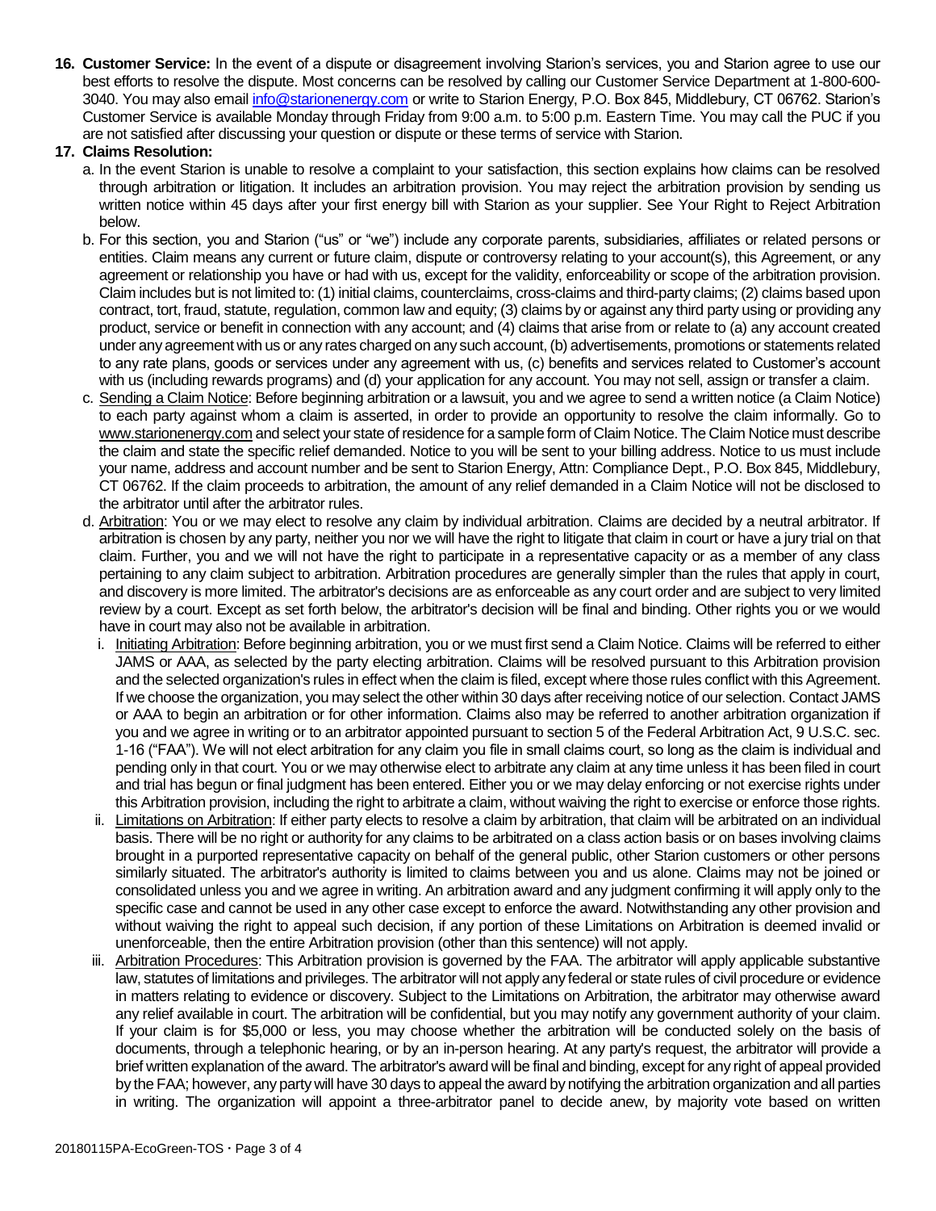**16. Customer Service:** In the event of a dispute or disagreement involving Starion's services, you and Starion agree to use our best efforts to resolve the dispute. Most concerns can be resolved by calling our Customer Service Department at 1-800-600-3040. You may also email info@starionenergy.com or write to Starion Energy, P.O. Box 845, Middlebury, CT 06762. Starion's Customer Service is available Monday through Friday from 9:00 a.m. to 5:00 p.m. Eastern Time. You may call the PUC if you are not satisfied after discussing your question or dispute or these terms of service with Starion.

**17. Claims Resolution:**

a. In the event Starion is unable to resolve a complaint to your satisfaction, this section explains how claims can be resolved through arbitration or litigation. It includes an arbitration provision. You may reject the arbitration provision by sending us written notice within 45 days after your first energy bill with Starion as your supplier. See Your Right to Reject Arbitration below.

b. For this section, you and Starion ("us" or "we") include any corporate parents, subsidiaries, affiliates or related persons or entities. Claim means any current or future claim, dispute or controversy relating to your account(s), this Agreement, or any agreement or relationship you have or had with us, except for the validity, enforceability or scope of the arbitration provision. Claim includes but is not limited to: (1) initial claims, counterclaims, cross-claims and third-party claims; (2) claims based upon contract, tort, fraud, statute, regulation, common law and equity; (3) claims by or against any third party using or providing any product, service or benefit in connection with any account; and (4) claims that arise from or relate to (a) any account created under any agreement with us or any rates charged on any such account, (b) advertisements, promotions or statements related to any rate plans, goods or services under any agreement with us, (c) benefits and services related to Customer's account with us (including rewards programs) and (d) your application for any account. You may not sell, assign or transfer a claim.

c. Sending a Claim Notice: Before beginning arbitration or a lawsuit, you and we agree to send a written notice (a Claim Notice) to each party against whom a claim is asserted, in order to provide an opportunity to resolve the claim informally. Go to www.starionenergy.com and select your state of residence for a sample form of Claim Notice. The Claim Notice must describe the claim and state the specific relief demanded. Notice to you will be sent to your billing address. Notice to us must include your name, address and account number and be sent to Starion Energy, Attn: Compliance Dept., P.O. Box 845, Middlebury, CT 06762. If the claim proceeds to arbitration, the amount of any relief demanded in a Claim Notice will not be disclosed to the arbitrator until after the arbitrator rules.

d. Arbitration: You or we may elect to resolve any claim by individual arbitration. Claims are decided by a neutral arbitrator. If arbitration is chosen by any party, neither you nor we will have the right to litigate that claim in court or have a jury trial on that claim. Further, you and we will not have the right to participate in a representative capacity or as a member of any class pertaining to any claim subject to arbitration. Arbitration procedures are generally simpler than the rules that apply in court, and discovery is more limited. The arbitrator's decisions are as enforceable as any court order and are subject to very limited review by a court. Except as set forth below, the arbitrator's decision will be final and binding. Other rights you or we would have in court may also not be available in arbitration.

   i. Initiating Arbitration: Before beginning arbitration, you or we must first send a Claim Notice. Claims will be referred to either JAMS or AAA, as selected by the party electing arbitration. Claims will be resolved pursuant to this Arbitration provision and the selected organization's rules in effect when the claim is filed, except where those rules conflict with this Agreement. If we choose the organization, you may select the other within 30 days after receiving notice of our selection. Contact JAMS or AAA to begin an arbitration or for other information. Claims also may be referred to another arbitration organization if you and we agree in writing or to an arbitrator appointed pursuant to section 5 of the Federal Arbitration Act, 9 U.S.C. sec. 1-16 ("FAA"). We will not elect arbitration for any claim you file in small claims court, so long as the claim is individual and pending only in that court. You or we may otherwise elect to arbitrate any claim at any time unless it has been filed in court and trial has begun or final judgment has been entered. Either you or we may delay enforcing or not exercise rights under this Arbitration provision, including the right to arbitrate a claim, without waiving the right to exercise or enforce those rights.

   ii. Limitations on Arbitration: If either party elects to resolve a claim by arbitration, that claim will be arbitrated on an individual basis. There will be no right or authority for any claims to be arbitrated on a class action basis or on bases involving claims brought in a purported representative capacity on behalf of the general public, other Starion customers or other persons similarly situated. The arbitrator's authority is limited to claims between you and us alone. Claims may not be joined or consolidated unless you and we agree in writing. An arbitration award and any judgment confirming it will apply only to the specific case and cannot be used in any other case except to enforce the award. Notwithstanding any other provision and without waiving the right to appeal such decision, if any portion of these Limitations on Arbitration is deemed invalid or unenforceable, then the entire Arbitration provision (other than this sentence) will not apply.

   iii. Arbitration Procedures: This Arbitration provision is governed by the FAA. The arbitrator will apply applicable substantive law, statutes of limitations and privileges. The arbitrator will not apply any federal or state rules of civil procedure or evidence in matters relating to evidence or discovery. Subject to the Limitations on Arbitration, the arbitrator may otherwise award any relief available in court. The arbitration will be confidential, but you may notify any government authority of your claim. If your claim is for $5,000 or less, you may choose whether the arbitration will be conducted solely on the basis of documents, through a telephonic hearing, or by an in-person hearing. At any party's request, the arbitrator will provide a brief written explanation of the award. The arbitrator's award will be final and binding, except for any right of appeal provided by the FAA; however, any party will have 30 days to appeal the award by notifying the arbitration organization and all parties in writing. The organization will appoint a three-arbitrator panel to decide anew, by majority vote based on written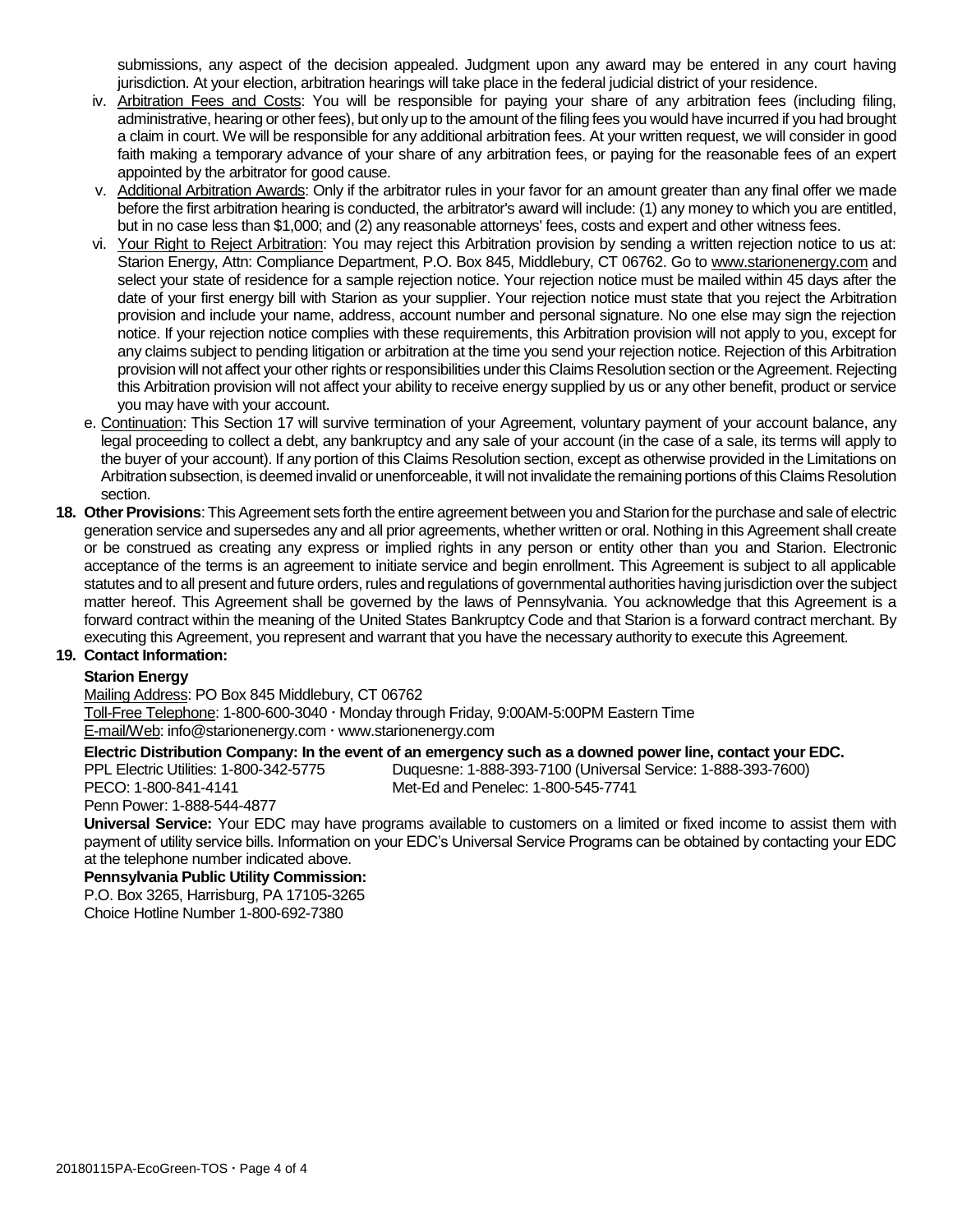submissions, any aspect of the decision appealed. Judgment upon any award may be entered in any court having jurisdiction. At your election, arbitration hearings will take place in the federal judicial district of your residence.

iv. Arbitration Fees and Costs: You will be responsible for paying your share of any arbitration fees (including filing, administrative, hearing or other fees), but only up to the amount of the filing fees you would have incurred if you had brought a claim in court. We will be responsible for any additional arbitration fees. At your written request, we will consider in good faith making a temporary advance of your share of any arbitration fees, or paying for the reasonable fees of an expert appointed by the arbitrator for good cause.

v. Additional Arbitration Awards: Only if the arbitrator rules in your favor for an amount greater than any final offer we made before the first arbitration hearing is conducted, the arbitrator's award will include: (1) any money to which you are entitled, but in no case less than $1,000; and (2) any reasonable attorneys' fees, costs and expert and other witness fees.

vi. Your Right to Reject Arbitration: You may reject this Arbitration provision by sending a written rejection notice to us at: Starion Energy, Attn: Compliance Department, P.O. Box 845, Middlebury, CT 06762. Go to www.starionenergy.com and select your state of residence for a sample rejection notice. Your rejection notice must be mailed within 45 days after the date of your first energy bill with Starion as your supplier. Your rejection notice must state that you reject the Arbitration provision and include your name, address, account number and personal signature. No one else may sign the rejection notice. If your rejection notice complies with these requirements, this Arbitration provision will not apply to you, except for any claims subject to pending litigation or arbitration at the time you send your rejection notice. Rejection of this Arbitration provision will not affect your other rights or responsibilities under this Claims Resolution section or the Agreement. Rejecting this Arbitration provision will not affect your ability to receive energy supplied by us or any other benefit, product or service you may have with your account.

e. Continuation: This Section 17 will survive termination of your Agreement, voluntary payment of your account balance, any legal proceeding to collect a debt, any bankruptcy and any sale of your account (in the case of a sale, its terms will apply to the buyer of your account). If any portion of this Claims Resolution section, except as otherwise provided in the Limitations on Arbitration subsection, is deemed invalid or unenforceable, it will not invalidate the remaining portions of this Claims Resolution section.

**18. Other Provisions**: This Agreement sets forth the entire agreement between you and Starion for the purchase and sale of electric generation service and supersedes any and all prior agreements, whether written or oral. Nothing in this Agreement shall create or be construed as creating any express or implied rights in any person or entity other than you and Starion. Electronic acceptance of the terms is an agreement to initiate service and begin enrollment. This Agreement is subject to all applicable statutes and to all present and future orders, rules and regulations of governmental authorities having jurisdiction over the subject matter hereof. This Agreement shall be governed by the laws of Pennsylvania. You acknowledge that this Agreement is a forward contract within the meaning of the United States Bankruptcy Code and that Starion is a forward contract merchant. By executing this Agreement, you represent and warrant that you have the necessary authority to execute this Agreement.

**19. Contact Information:**

**Starion Energy**

Mailing Address: PO Box 845 Middlebury, CT 06762

Toll-Free Telephone: 1-800-600-3040 · Monday through Friday, 9:00AM-5:00PM Eastern Time

E-mail/Web: info@starionenergy.com · www.starionenergy.com

**Electric Distribution Company: In the event of an emergency such as a downed power line, contact your EDC.**

PPL Electric Utilities: 1-800-342-5775

Duquesne: 1-888-393-7100 (Universal Service: 1-888-393-7600)

PECO: 1-800-841-4141

Met-Ed and Penelec: 1-800-545-7741

Penn Power: 1-888-544-4877

**Universal Service:** Your EDC may have programs available to customers on a limited or fixed income to assist them with payment of utility service bills. Information on your EDC's Universal Service Programs can be obtained by contacting your EDC at the telephone number indicated above.

**Pennsylvania Public Utility Commission:**

P.O. Box 3265, Harrisburg, PA 17105-3265

Choice Hotline Number 1-800-692-7380

20180115PA-EcoGreen-TOS